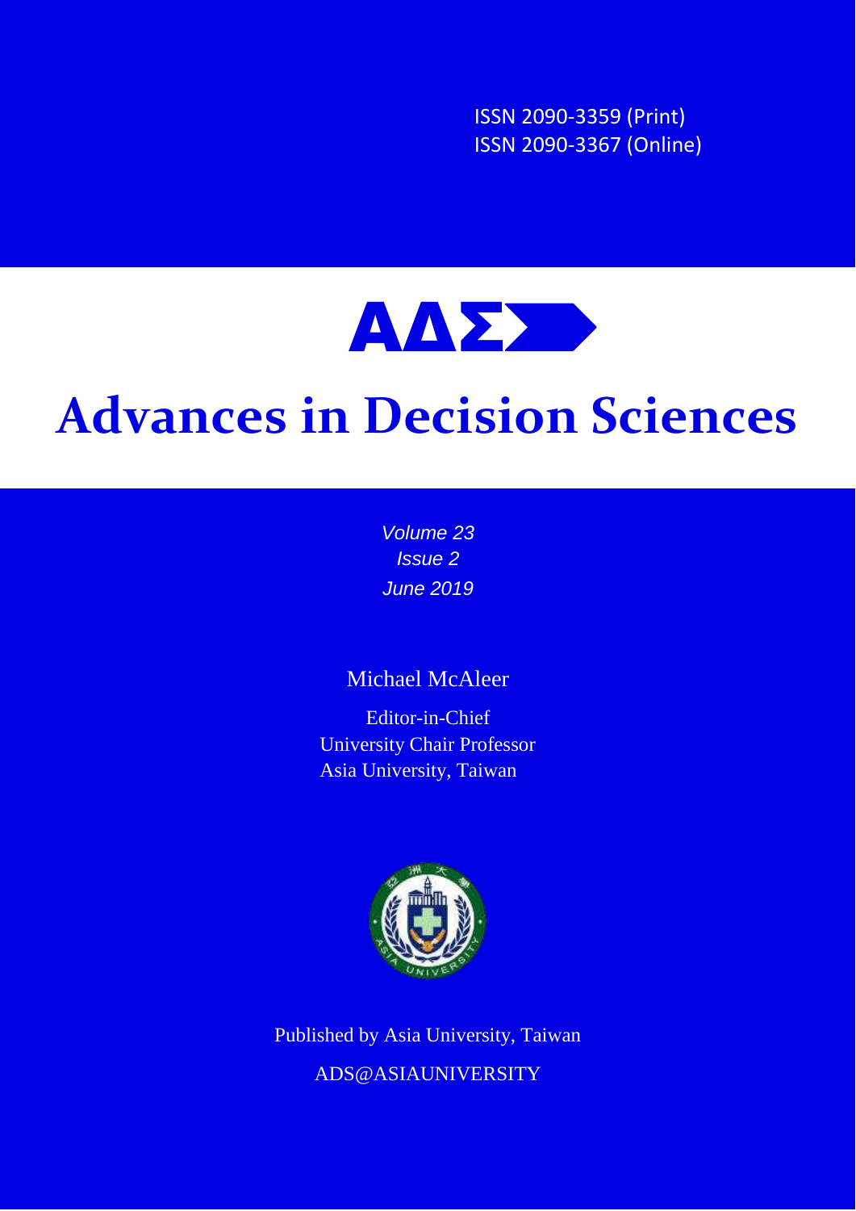ISSN 2090-3359 (Print)
ISSN 2090-3367 (Online)

# ΑΔΣ

# Advances in Decision Sciences

*Volume 23*
*Issue 2*
*June 2019*

Michael McAleer

Editor-in-Chief
University Chair Professor
Asia University, Taiwan

Published by Asia University, Taiwan

ADS@ASIAUNIVERSITY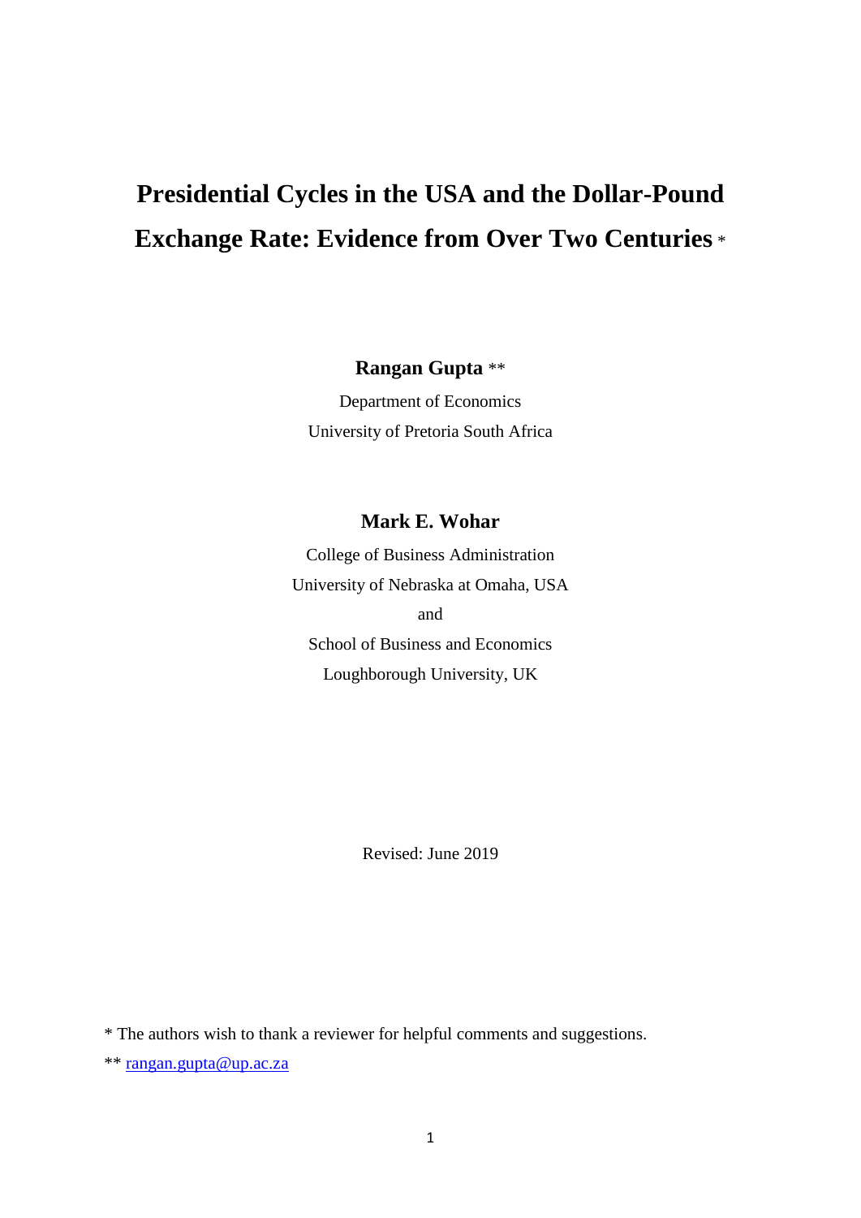# Presidential Cycles in the USA and the Dollar-Pound Exchange Rate: Evidence from Over Two Centuries *

**Rangan Gupta** **

Department of Economics

University of Pretoria South Africa

**Mark E. Wohar**

College of Business Administration

University of Nebraska at Omaha, USA

and

School of Business and Economics

Loughborough University, UK

Revised: June 2019

* The authors wish to thank a reviewer for helpful comments and suggestions.

** rangan.gupta@up.ac.za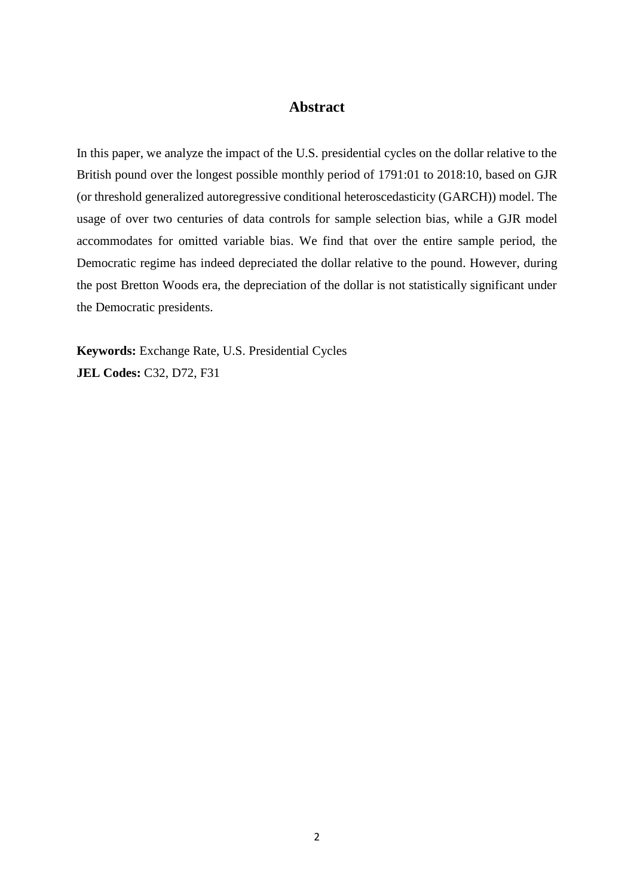## Abstract

In this paper, we analyze the impact of the U.S. presidential cycles on the dollar relative to the British pound over the longest possible monthly period of 1791:01 to 2018:10, based on GJR (or threshold generalized autoregressive conditional heteroscedasticity (GARCH)) model. The usage of over two centuries of data controls for sample selection bias, while a GJR model accommodates for omitted variable bias. We find that over the entire sample period, the Democratic regime has indeed depreciated the dollar relative to the pound. However, during the post Bretton Woods era, the depreciation of the dollar is not statistically significant under the Democratic presidents.

**Keywords:** Exchange Rate, U.S. Presidential Cycles
**JEL Codes:** C32, D72, F31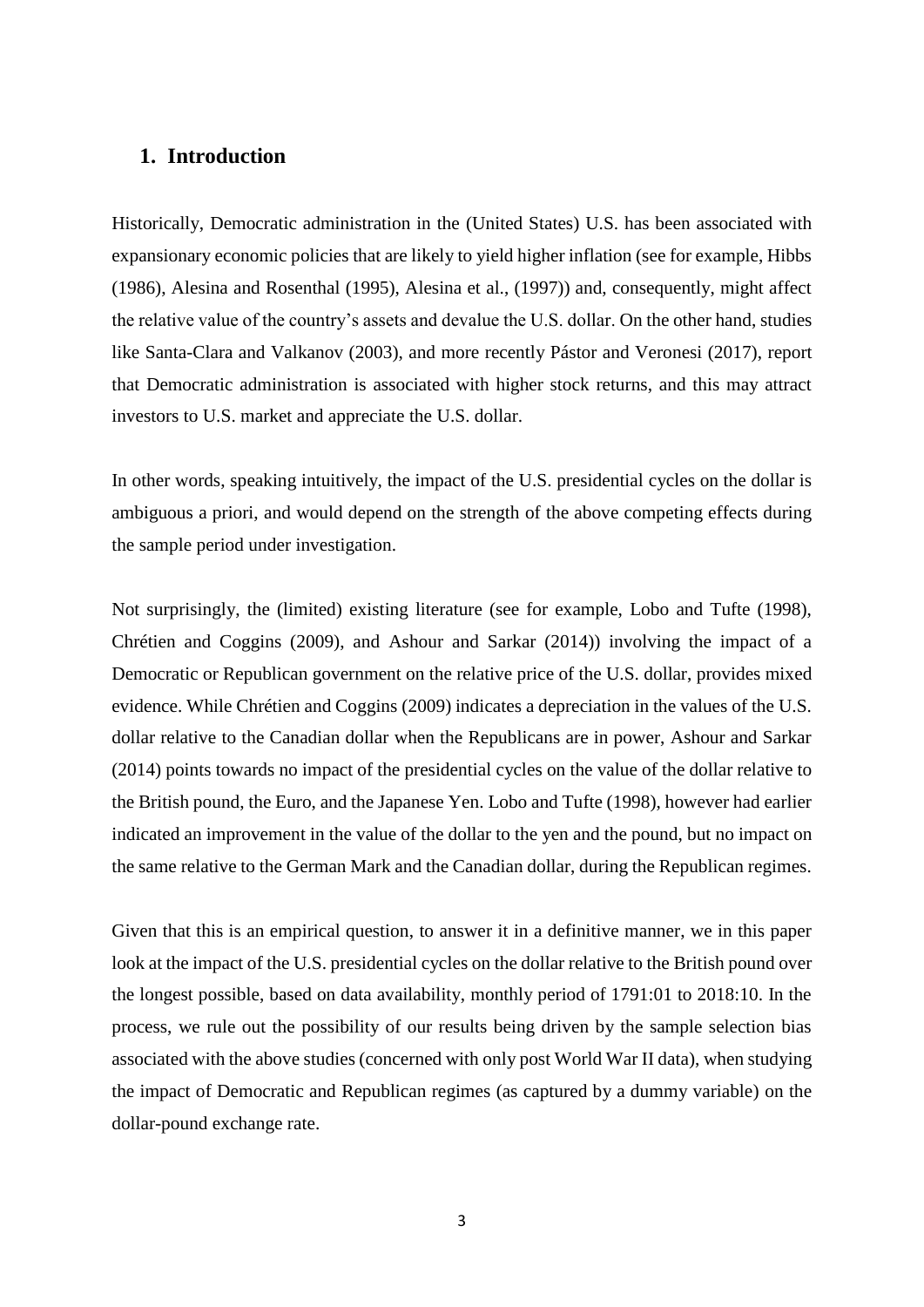## 1. Introduction

Historically, Democratic administration in the (United States) U.S. has been associated with expansionary economic policies that are likely to yield higher inflation (see for example, Hibbs (1986), Alesina and Rosenthal (1995), Alesina et al., (1997)) and, consequently, might affect the relative value of the country's assets and devalue the U.S. dollar. On the other hand, studies like Santa-Clara and Valkanov (2003), and more recently Pástor and Veronesi (2017), report that Democratic administration is associated with higher stock returns, and this may attract investors to U.S. market and appreciate the U.S. dollar.

In other words, speaking intuitively, the impact of the U.S. presidential cycles on the dollar is ambiguous a priori, and would depend on the strength of the above competing effects during the sample period under investigation.

Not surprisingly, the (limited) existing literature (see for example, Lobo and Tufte (1998), Chrétien and Coggins (2009), and Ashour and Sarkar (2014)) involving the impact of a Democratic or Republican government on the relative price of the U.S. dollar, provides mixed evidence. While Chrétien and Coggins (2009) indicates a depreciation in the values of the U.S. dollar relative to the Canadian dollar when the Republicans are in power, Ashour and Sarkar (2014) points towards no impact of the presidential cycles on the value of the dollar relative to the British pound, the Euro, and the Japanese Yen. Lobo and Tufte (1998), however had earlier indicated an improvement in the value of the dollar to the yen and the pound, but no impact on the same relative to the German Mark and the Canadian dollar, during the Republican regimes.

Given that this is an empirical question, to answer it in a definitive manner, we in this paper look at the impact of the U.S. presidential cycles on the dollar relative to the British pound over the longest possible, based on data availability, monthly period of 1791:01 to 2018:10. In the process, we rule out the possibility of our results being driven by the sample selection bias associated with the above studies (concerned with only post World War II data), when studying the impact of Democratic and Republican regimes (as captured by a dummy variable) on the dollar-pound exchange rate.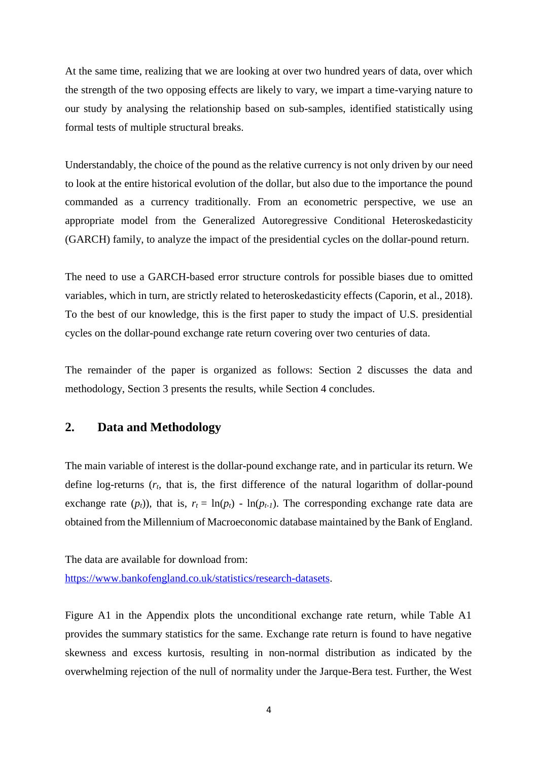At the same time, realizing that we are looking at over two hundred years of data, over which the strength of the two opposing effects are likely to vary, we impart a time-varying nature to our study by analysing the relationship based on sub-samples, identified statistically using formal tests of multiple structural breaks.

Understandably, the choice of the pound as the relative currency is not only driven by our need to look at the entire historical evolution of the dollar, but also due to the importance the pound commanded as a currency traditionally. From an econometric perspective, we use an appropriate model from the Generalized Autoregressive Conditional Heteroskedasticity (GARCH) family, to analyze the impact of the presidential cycles on the dollar-pound return.

The need to use a GARCH-based error structure controls for possible biases due to omitted variables, which in turn, are strictly related to heteroskedasticity effects (Caporin, et al., 2018). To the best of our knowledge, this is the first paper to study the impact of U.S. presidential cycles on the dollar-pound exchange rate return covering over two centuries of data.

The remainder of the paper is organized as follows: Section 2 discusses the data and methodology, Section 3 presents the results, while Section 4 concludes.

## 2. Data and Methodology

The main variable of interest is the dollar-pound exchange rate, and in particular its return. We define log-returns ($r_t$, that is, the first difference of the natural logarithm of dollar-pound exchange rate ($p_t$)), that is, $r_t = \ln(p_t) - \ln(p_{t-1})$. The corresponding exchange rate data are obtained from the Millennium of Macroeconomic database maintained by the Bank of England.

The data are available for download from:
[https://www.bankofengland.co.uk/statistics/research-datasets](https://www.bankofengland.co.uk/statistics/research-datasets).

Figure A1 in the Appendix plots the unconditional exchange rate return, while Table A1 provides the summary statistics for the same. Exchange rate return is found to have negative skewness and excess kurtosis, resulting in non-normal distribution as indicated by the overwhelming rejection of the null of normality under the Jarque-Bera test. Further, the West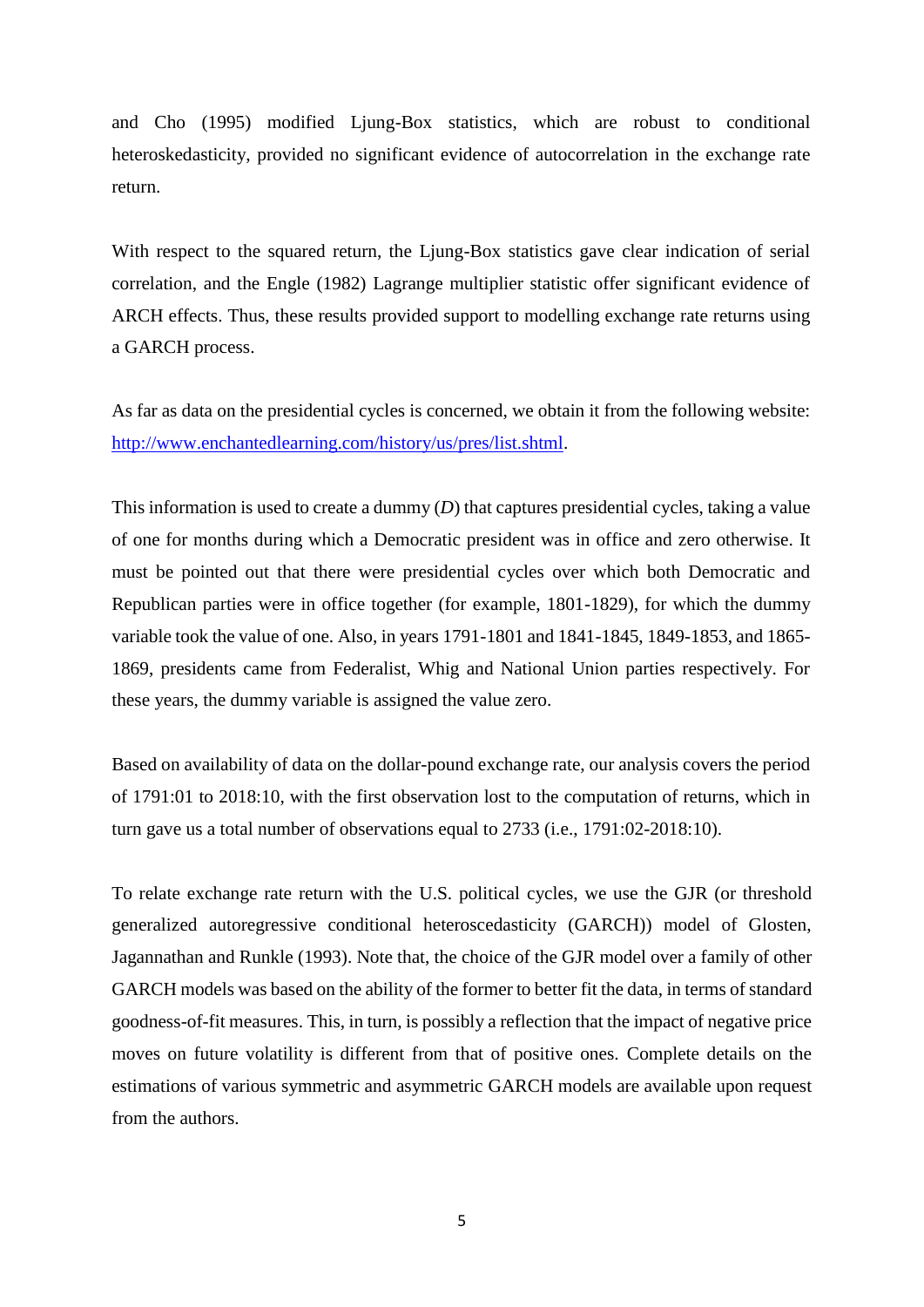and Cho (1995) modified Ljung-Box statistics, which are robust to conditional heteroskedasticity, provided no significant evidence of autocorrelation in the exchange rate return.

With respect to the squared return, the Ljung-Box statistics gave clear indication of serial correlation, and the Engle (1982) Lagrange multiplier statistic offer significant evidence of ARCH effects. Thus, these results provided support to modelling exchange rate returns using a GARCH process.

As far as data on the presidential cycles is concerned, we obtain it from the following website: http://www.enchantedlearning.com/history/us/pres/list.shtml.

This information is used to create a dummy (*D*) that captures presidential cycles, taking a value of one for months during which a Democratic president was in office and zero otherwise. It must be pointed out that there were presidential cycles over which both Democratic and Republican parties were in office together (for example, 1801-1829), for which the dummy variable took the value of one. Also, in years 1791-1801 and 1841-1845, 1849-1853, and 1865-1869, presidents came from Federalist, Whig and National Union parties respectively. For these years, the dummy variable is assigned the value zero.

Based on availability of data on the dollar-pound exchange rate, our analysis covers the period of 1791:01 to 2018:10, with the first observation lost to the computation of returns, which in turn gave us a total number of observations equal to 2733 (i.e., 1791:02-2018:10).

To relate exchange rate return with the U.S. political cycles, we use the GJR (or threshold generalized autoregressive conditional heteroscedasticity (GARCH)) model of Glosten, Jagannathan and Runkle (1993). Note that, the choice of the GJR model over a family of other GARCH models was based on the ability of the former to better fit the data, in terms of standard goodness-of-fit measures. This, in turn, is possibly a reflection that the impact of negative price moves on future volatility is different from that of positive ones. Complete details on the estimations of various symmetric and asymmetric GARCH models are available upon request from the authors.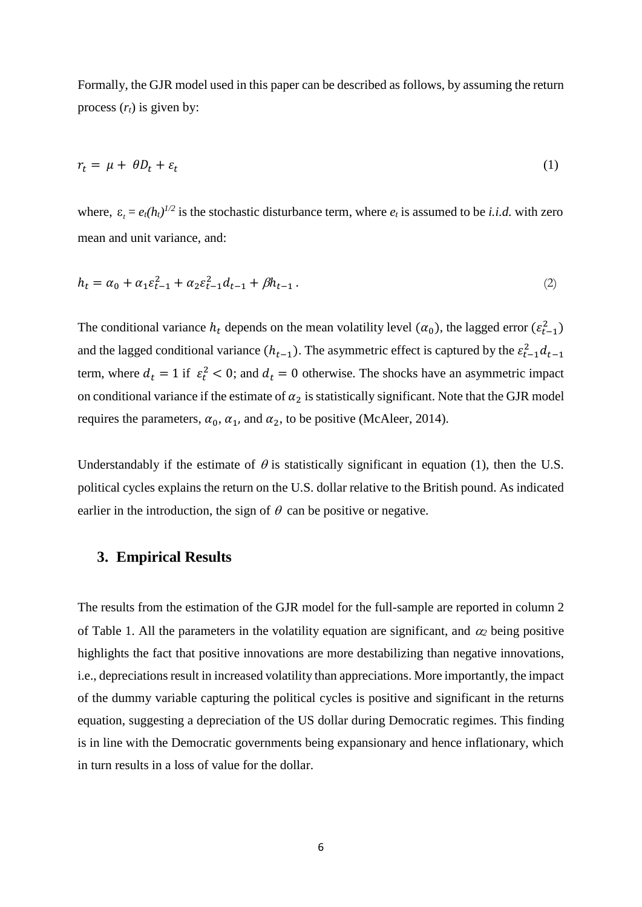Formally, the GJR model used in this paper can be described as follows, by assuming the return process ($r_t$) is given by:

$$r_t = \mu + \theta D_t + \varepsilon_t \tag{1}$$

where, $\varepsilon_t = e_t(h_t)^{1/2}$ is the stochastic disturbance term, where $e_t$ is assumed to be *i.i.d.* with zero mean and unit variance, and:

$$h_t = \alpha_0 + \alpha_1 \varepsilon_{t-1}^2 + \alpha_2 \varepsilon_{t-1}^2 d_{t-1} + \beta h_{t-1} \,. \tag{2}$$

The conditional variance $h_t$ depends on the mean volatility level ($\alpha_0$), the lagged error ($\varepsilon_{t-1}^2$) and the lagged conditional variance ($h_{t-1}$). The asymmetric effect is captured by the $\varepsilon_{t-1}^2 d_{t-1}$ term, where $d_t = 1$ if $\varepsilon_t^2 < 0$; and $d_t = 0$ otherwise. The shocks have an asymmetric impact on conditional variance if the estimate of $\alpha_2$ is statistically significant. Note that the GJR model requires the parameters, $\alpha_0$, $\alpha_1$, and $\alpha_2$, to be positive (McAleer, 2014).

Understandably if the estimate of $\theta$ is statistically significant in equation (1), then the U.S. political cycles explains the return on the U.S. dollar relative to the British pound. As indicated earlier in the introduction, the sign of $\theta$ can be positive or negative.

## 3. Empirical Results

The results from the estimation of the GJR model for the full-sample are reported in column 2 of Table 1. All the parameters in the volatility equation are significant, and $\alpha_2$ being positive highlights the fact that positive innovations are more destabilizing than negative innovations, i.e., depreciations result in increased volatility than appreciations. More importantly, the impact of the dummy variable capturing the political cycles is positive and significant in the returns equation, suggesting a depreciation of the US dollar during Democratic regimes. This finding is in line with the Democratic governments being expansionary and hence inflationary, which in turn results in a loss of value for the dollar.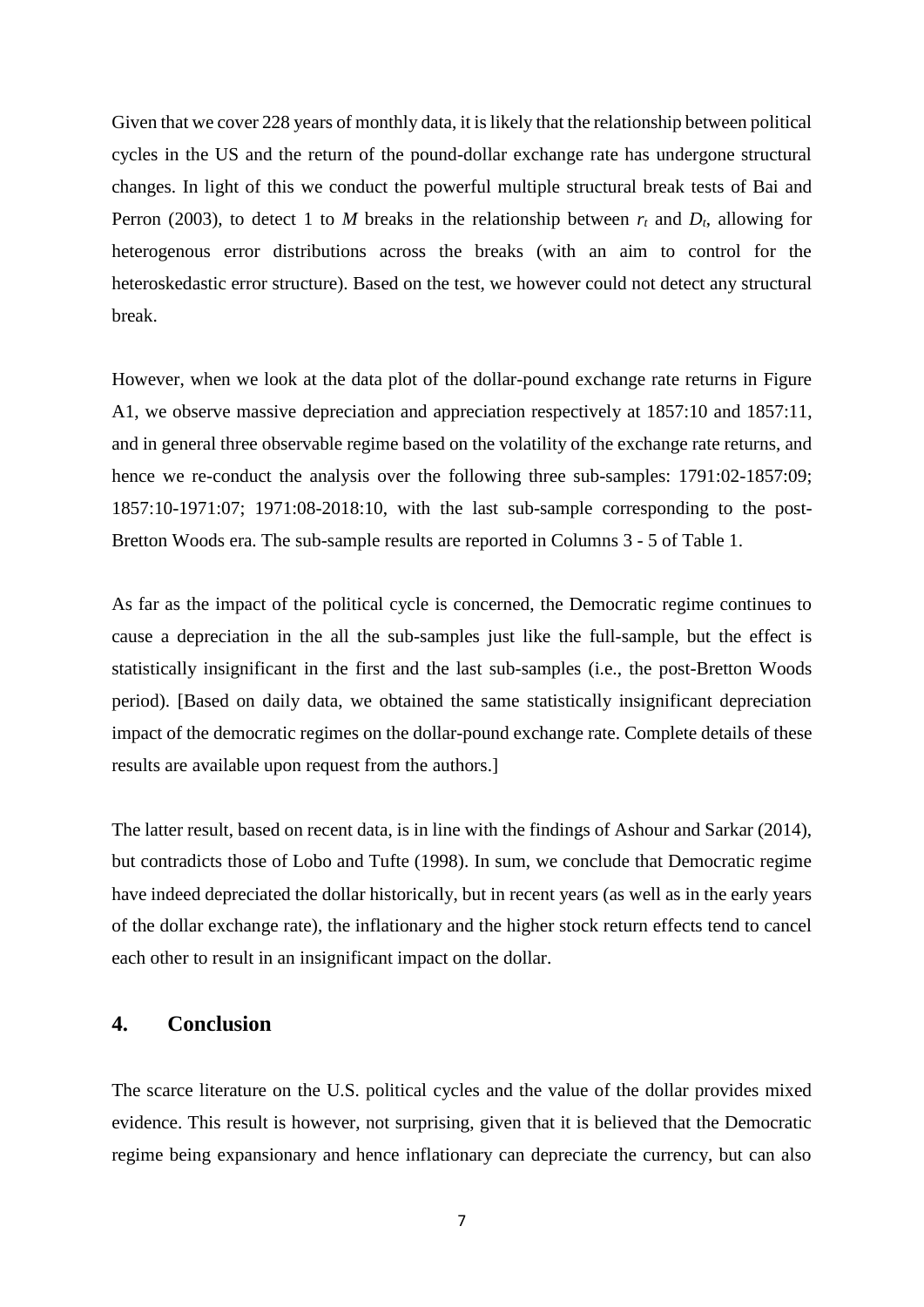Given that we cover 228 years of monthly data, it is likely that the relationship between political cycles in the US and the return of the pound-dollar exchange rate has undergone structural changes. In light of this we conduct the powerful multiple structural break tests of Bai and Perron (2003), to detect 1 to *M* breaks in the relationship between $r_t$ and $D_t$, allowing for heterogenous error distributions across the breaks (with an aim to control for the heteroskedastic error structure). Based on the test, we however could not detect any structural break.

However, when we look at the data plot of the dollar-pound exchange rate returns in Figure A1, we observe massive depreciation and appreciation respectively at 1857:10 and 1857:11, and in general three observable regime based on the volatility of the exchange rate returns, and hence we re-conduct the analysis over the following three sub-samples: 1791:02-1857:09; 1857:10-1971:07; 1971:08-2018:10, with the last sub-sample corresponding to the post-Bretton Woods era. The sub-sample results are reported in Columns 3 - 5 of Table 1.

As far as the impact of the political cycle is concerned, the Democratic regime continues to cause a depreciation in the all the sub-samples just like the full-sample, but the effect is statistically insignificant in the first and the last sub-samples (i.e., the post-Bretton Woods period). [Based on daily data, we obtained the same statistically insignificant depreciation impact of the democratic regimes on the dollar-pound exchange rate. Complete details of these results are available upon request from the authors.]

The latter result, based on recent data, is in line with the findings of Ashour and Sarkar (2014), but contradicts those of Lobo and Tufte (1998). In sum, we conclude that Democratic regime have indeed depreciated the dollar historically, but in recent years (as well as in the early years of the dollar exchange rate), the inflationary and the higher stock return effects tend to cancel each other to result in an insignificant impact on the dollar.

## 4. Conclusion

The scarce literature on the U.S. political cycles and the value of the dollar provides mixed evidence. This result is however, not surprising, given that it is believed that the Democratic regime being expansionary and hence inflationary can depreciate the currency, but can also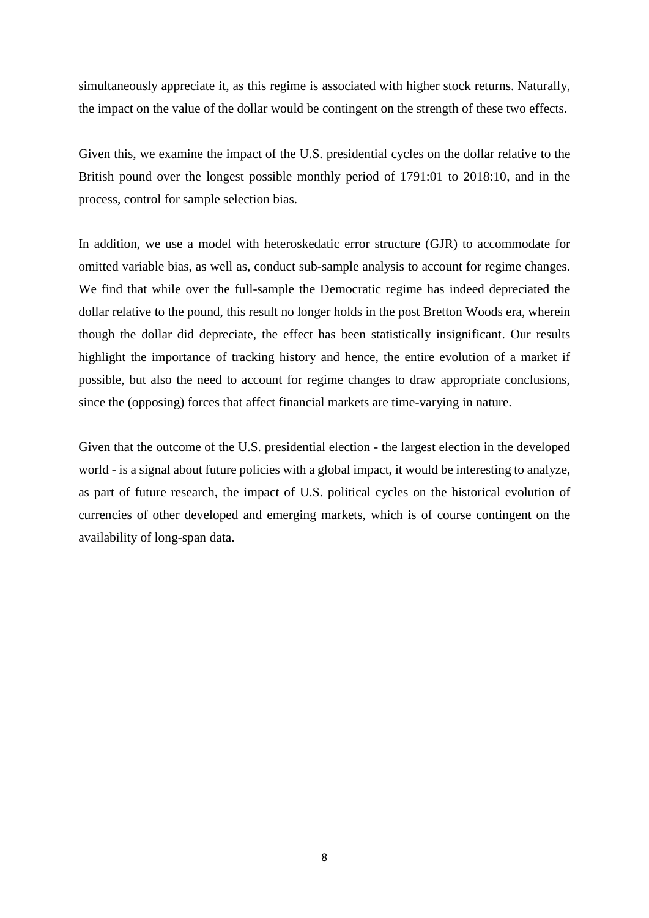simultaneously appreciate it, as this regime is associated with higher stock returns. Naturally, the impact on the value of the dollar would be contingent on the strength of these two effects.

Given this, we examine the impact of the U.S. presidential cycles on the dollar relative to the British pound over the longest possible monthly period of 1791:01 to 2018:10, and in the process, control for sample selection bias.

In addition, we use a model with heteroskedatic error structure (GJR) to accommodate for omitted variable bias, as well as, conduct sub-sample analysis to account for regime changes. We find that while over the full-sample the Democratic regime has indeed depreciated the dollar relative to the pound, this result no longer holds in the post Bretton Woods era, wherein though the dollar did depreciate, the effect has been statistically insignificant. Our results highlight the importance of tracking history and hence, the entire evolution of a market if possible, but also the need to account for regime changes to draw appropriate conclusions, since the (opposing) forces that affect financial markets are time-varying in nature.

Given that the outcome of the U.S. presidential election - the largest election in the developed world - is a signal about future policies with a global impact, it would be interesting to analyze, as part of future research, the impact of U.S. political cycles on the historical evolution of currencies of other developed and emerging markets, which is of course contingent on the availability of long-span data.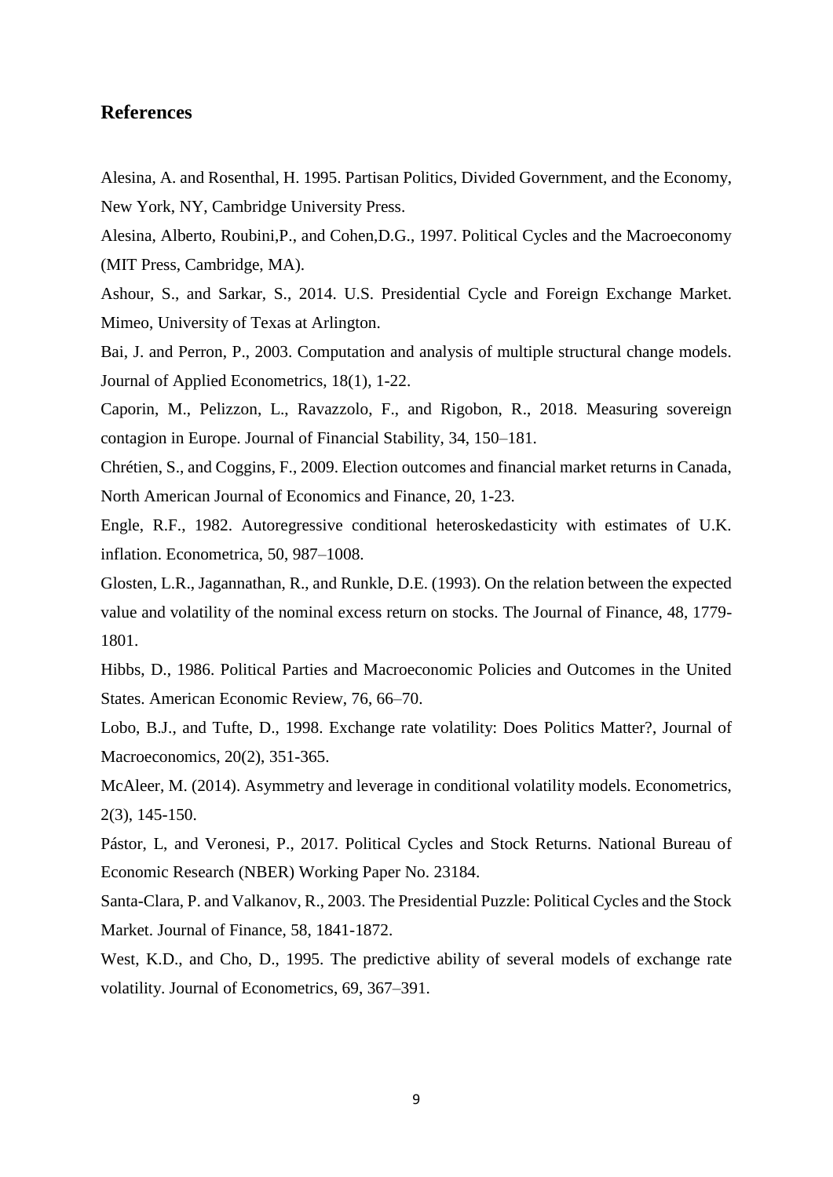## References

Alesina, A. and Rosenthal, H. 1995. Partisan Politics, Divided Government, and the Economy, New York, NY, Cambridge University Press.

Alesina, Alberto, Roubini,P., and Cohen,D.G., 1997. Political Cycles and the Macroeconomy (MIT Press, Cambridge, MA).

Ashour, S., and Sarkar, S., 2014. U.S. Presidential Cycle and Foreign Exchange Market. Mimeo, University of Texas at Arlington.

Bai, J. and Perron, P., 2003. Computation and analysis of multiple structural change models. Journal of Applied Econometrics, 18(1), 1-22.

Caporin, M., Pelizzon, L., Ravazzolo, F., and Rigobon, R., 2018. Measuring sovereign contagion in Europe. Journal of Financial Stability, 34, 150–181.

Chrétien, S., and Coggins, F., 2009. Election outcomes and financial market returns in Canada, North American Journal of Economics and Finance, 20, 1-23.

Engle, R.F., 1982. Autoregressive conditional heteroskedasticity with estimates of U.K. inflation. Econometrica, 50, 987–1008.

Glosten, L.R., Jagannathan, R., and Runkle, D.E. (1993). On the relation between the expected value and volatility of the nominal excess return on stocks. The Journal of Finance, 48, 1779-1801.

Hibbs, D., 1986. Political Parties and Macroeconomic Policies and Outcomes in the United States. American Economic Review, 76, 66–70.

Lobo, B.J., and Tufte, D., 1998. Exchange rate volatility: Does Politics Matter?, Journal of Macroeconomics, 20(2), 351-365.

McAleer, M. (2014). Asymmetry and leverage in conditional volatility models. Econometrics, 2(3), 145-150.

Pástor, L, and Veronesi, P., 2017. Political Cycles and Stock Returns. National Bureau of Economic Research (NBER) Working Paper No. 23184.

Santa-Clara, P. and Valkanov, R., 2003. The Presidential Puzzle: Political Cycles and the Stock Market. Journal of Finance, 58, 1841-1872.

West, K.D., and Cho, D., 1995. The predictive ability of several models of exchange rate volatility. Journal of Econometrics, 69, 367–391.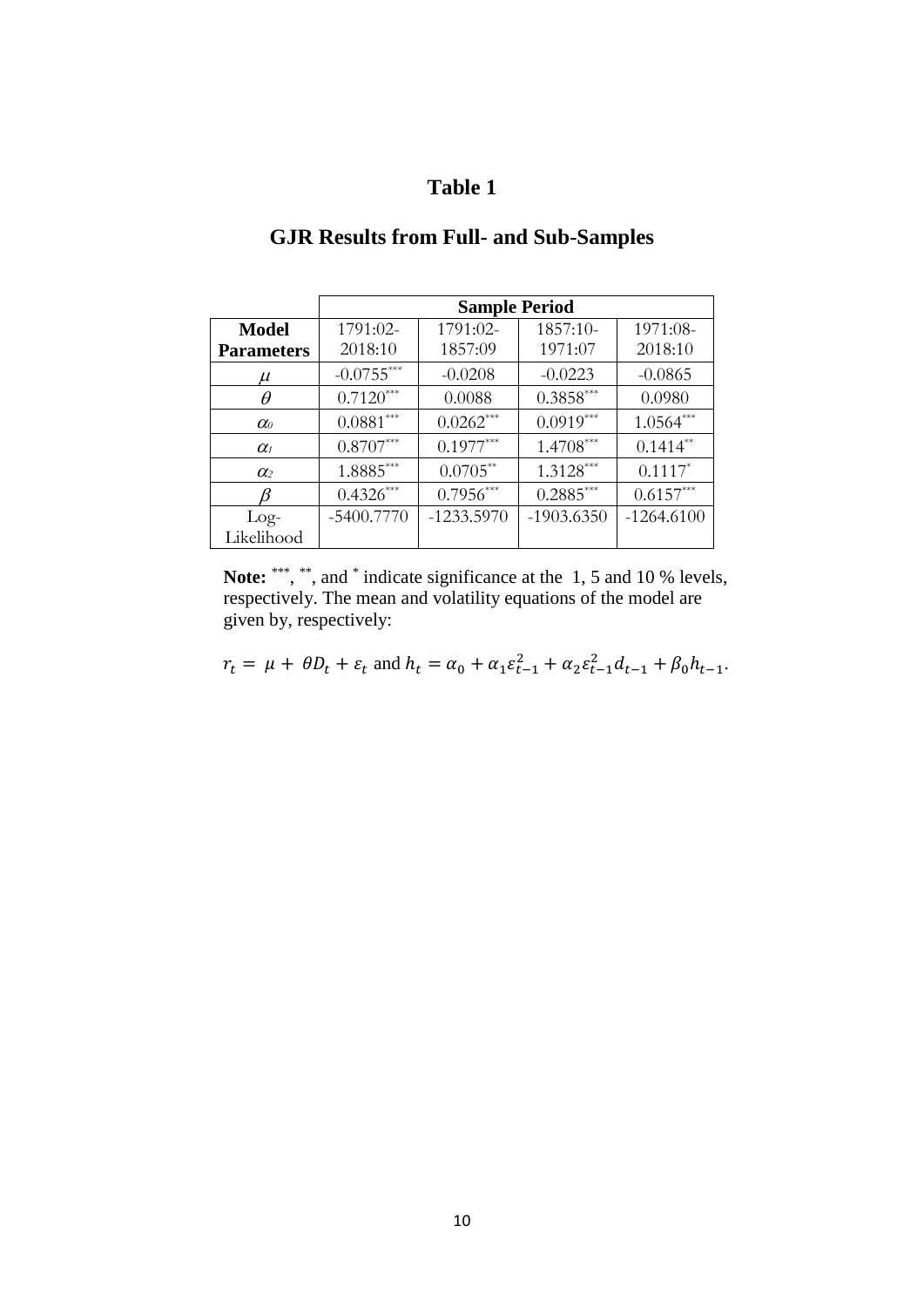# Table 1

## GJR Results from Full- and Sub-Samples

| | **Sample Period** | | | |
|---|---|---|---|---|
| **Model Parameters** | 1791:02-2018:10 | 1791:02-1857:09 | 1857:10-1971:07 | 1971:08-2018:10 |
| $\mu$ | -0.0755*** | -0.0208 | -0.0223 | -0.0865 |
| $\theta$ | 0.7120*** | 0.0088 | 0.3858*** | 0.0980 |
| $\alpha_0$ | 0.0881*** | 0.0262*** | 0.0919*** | 1.0564*** |
| $\alpha_1$ | 0.8707*** | 0.1977*** | 1.4708*** | 0.1414** |
| $\alpha_2$ | 1.8885*** | 0.0705** | 1.3128*** | 0.1117* |
| $\beta$ | 0.4326*** | 0.7956*** | 0.2885*** | 0.6157*** |
| Log-Likelihood | -5400.7770 | -1233.5970 | -1903.6350 | -1264.6100 |

**Note:** ***, **, and * indicate significance at the 1, 5 and 10 % levels, respectively. The mean and volatility equations of the model are given by, respectively:

$r_t = \mu + \theta D_t + \varepsilon_t$ and $h_t = \alpha_0 + \alpha_1 \varepsilon_{t-1}^2 + \alpha_2 \varepsilon_{t-1}^2 d_{t-1} + \beta_0 h_{t-1}$.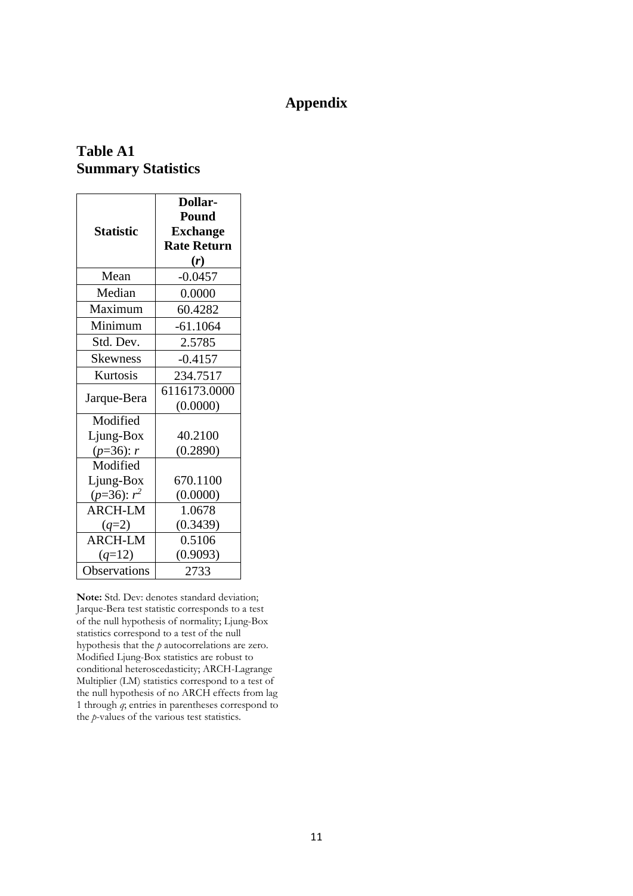# Appendix

## Table A1
## Summary Statistics

| Statistic | Dollar-Pound Exchange Rate Return (*r*) |
|---|---|
| Mean | -0.0457 |
| Median | 0.0000 |
| Maximum | 60.4282 |
| Minimum | -61.1064 |
| Std. Dev. | 2.5785 |
| Skewness | -0.4157 |
| Kurtosis | 234.7517 |
| Jarque-Bera | 6116173.0000 (0.0000) |
| Modified Ljung-Box ($p$=36): $r$ | 40.2100 (0.2890) |
| Modified Ljung-Box ($p$=36): $r^2$ | 670.1100 (0.0000) |
| ARCH-LM ($q$=2) | 1.0678 (0.3439) |
| ARCH-LM ($q$=12) | 0.5106 (0.9093) |
| Observations | 2733 |

**Note:** Std. Dev: denotes standard deviation; Jarque-Bera test statistic corresponds to a test of the null hypothesis of normality; Ljung-Box statistics correspond to a test of the null hypothesis that the $p$ autocorrelations are zero. Modified Ljung-Box statistics are robust to conditional heteroscedasticity; ARCH-Lagrange Multiplier (LM) statistics correspond to a test of the null hypothesis of no ARCH effects from lag 1 through $q$; entries in parentheses correspond to the $p$-values of the various test statistics.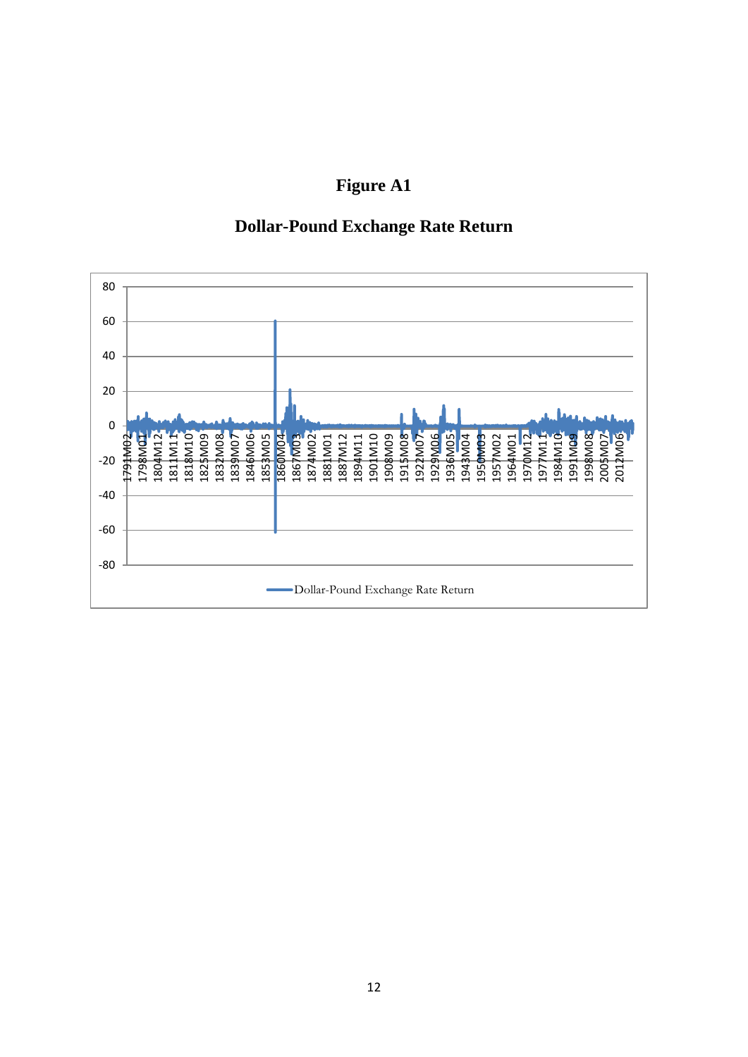# Figure A1

## Dollar-Pound Exchange Rate Return

80
60
40
20
0
-20
-40
-60
-80

1791M02
1798M01
1804M12
1811M11
1818M10
1825M09
1832M08
1839M07
1846M06
1853M05
1860M04
1867M03
1874M02
1881M01
1887M12
1894M11
1901M10
1908M09
1915M08
1922M07
1929M06
1936M05
1943M04
1950M03
1957M02
1964M01
1970M12
1977M11
1984M10
1991M09
1998M08
2005M07
2012M06

Dollar-Pound Exchange Rate Return